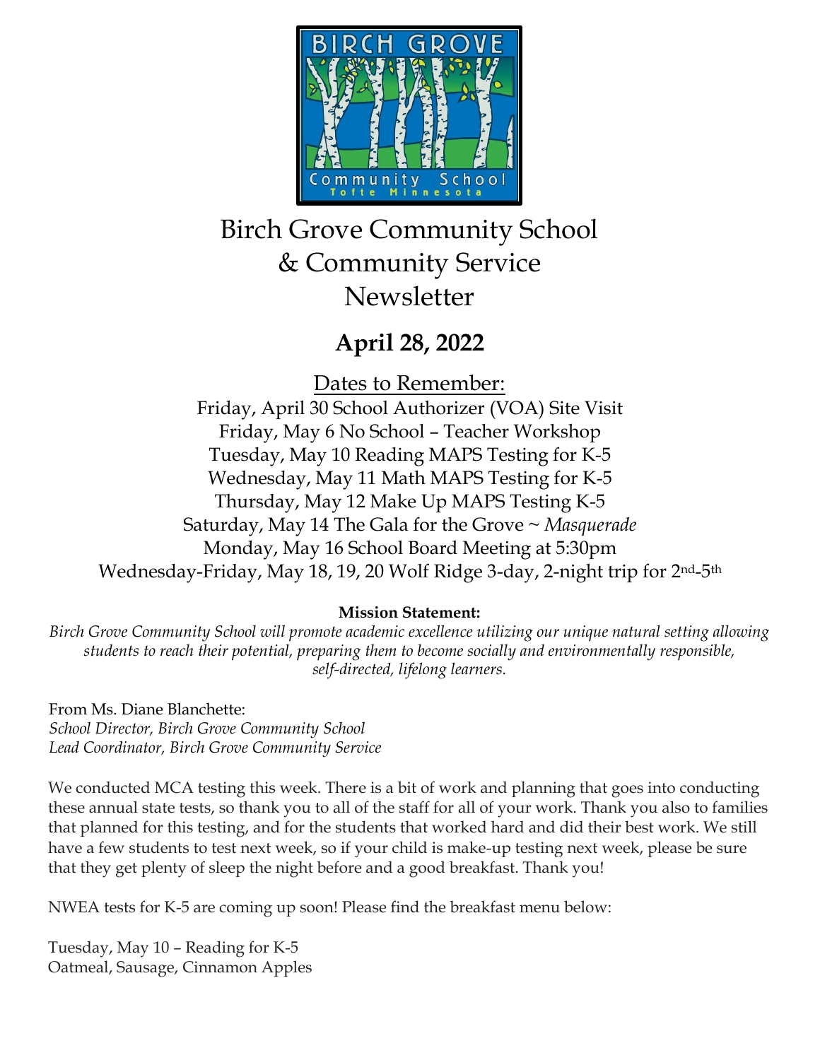# Birch Grove Community School & Community Service Newsletter

## April 28, 2022

Dates to Remember:

Friday, April 30 School Authorizer (VOA) Site Visit
Friday, May 6 No School – Teacher Workshop
Tuesday, May 10 Reading MAPS Testing for K-5
Wednesday, May 11 Math MAPS Testing for K-5
Thursday, May 12 Make Up MAPS Testing K-5
Saturday, May 14 The Gala for the Grove ~ *Masquerade*
Monday, May 16 School Board Meeting at 5:30pm
Wednesday-Friday, May 18, 19, 20 Wolf Ridge 3-day, 2-night trip for 2nd-5th

**Mission Statement:**

*Birch Grove Community School will promote academic excellence utilizing our unique natural setting allowing students to reach their potential, preparing them to become socially and environmentally responsible, self-directed, lifelong learners.*

From Ms. Diane Blanchette:
*School Director, Birch Grove Community School*
*Lead Coordinator, Birch Grove Community Service*

We conducted MCA testing this week. There is a bit of work and planning that goes into conducting these annual state tests, so thank you to all of the staff for all of your work. Thank you also to families that planned for this testing, and for the students that worked hard and did their best work. We still have a few students to test next week, so if your child is make-up testing next week, please be sure that they get plenty of sleep the night before and a good breakfast. Thank you!

NWEA tests for K-5 are coming up soon! Please find the breakfast menu below:

Tuesday, May 10 – Reading for K-5
Oatmeal, Sausage, Cinnamon Apples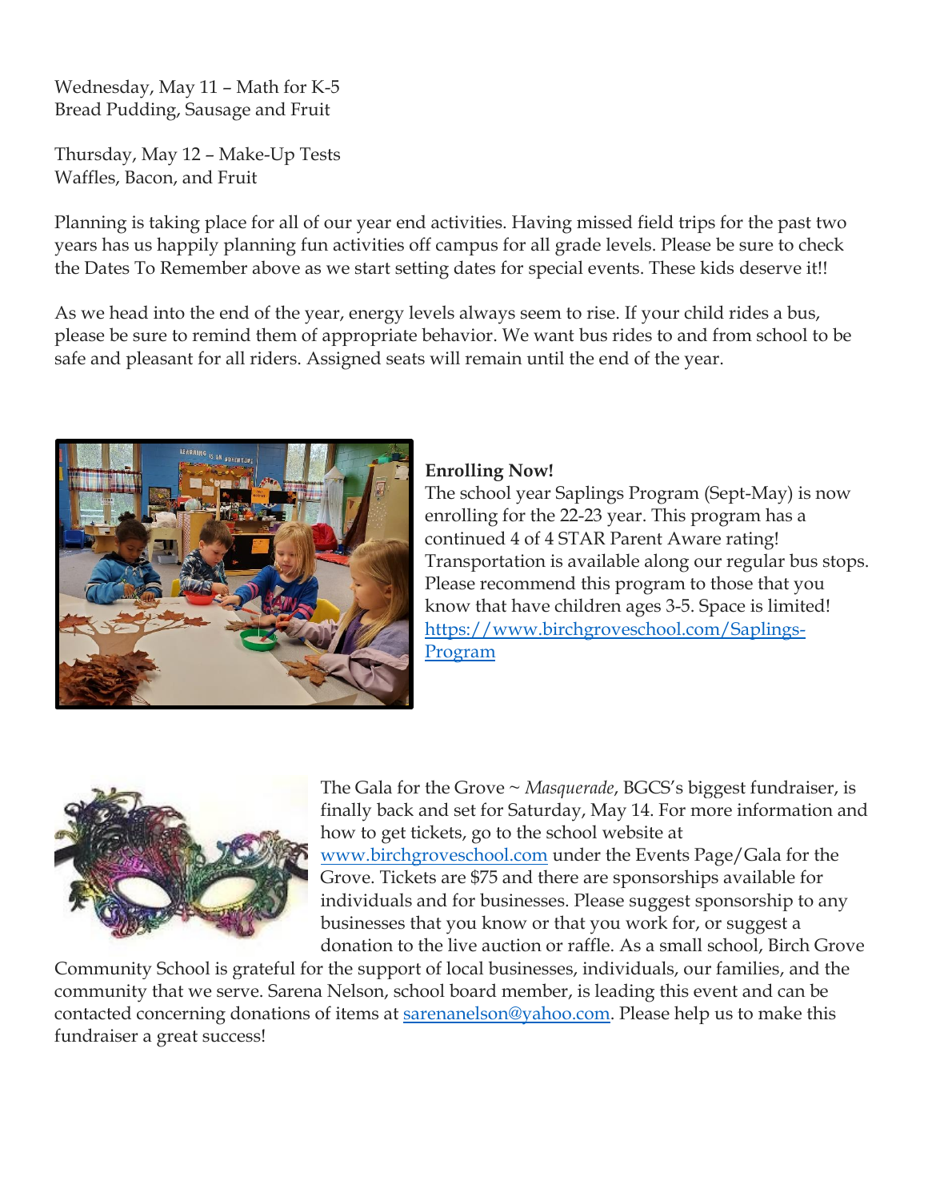Wednesday, May 11 – Math for K-5
Bread Pudding, Sausage and Fruit

Thursday, May 12 – Make-Up Tests
Waffles, Bacon, and Fruit

Planning is taking place for all of our year end activities. Having missed field trips for the past two years has us happily planning fun activities off campus for all grade levels. Please be sure to check the Dates To Remember above as we start setting dates for special events. These kids deserve it!!

As we head into the end of the year, energy levels always seem to rise. If your child rides a bus, please be sure to remind them of appropriate behavior. We want bus rides to and from school to be safe and pleasant for all riders. Assigned seats will remain until the end of the year.

**Enrolling Now!**
The school year Saplings Program (Sept-May) is now enrolling for the 22-23 year. This program has a continued 4 of 4 STAR Parent Aware rating! Transportation is available along our regular bus stops. Please recommend this program to those that you know that have children ages 3-5. Space is limited!
[https://www.birchgroveschool.com/Saplings-Program](https://www.birchgroveschool.com/Saplings-Program)

The Gala for the Grove ~ *Masquerade*, BGCS's biggest fundraiser, is finally back and set for Saturday, May 14. For more information and how to get tickets, go to the school website at [www.birchgroveschool.com](http://www.birchgroveschool.com) under the Events Page/Gala for the Grove. Tickets are $75 and there are sponsorships available for individuals and for businesses. Please suggest sponsorship to any businesses that you know or that you work for, or suggest a donation to the live auction or raffle. As a small school, Birch Grove Community School is grateful for the support of local businesses, individuals, our families, and the community that we serve. Sarena Nelson, school board member, is leading this event and can be contacted concerning donations of items at [sarenanelson@yahoo.com](mailto:sarenanelson@yahoo.com). Please help us to make this fundraiser a great success!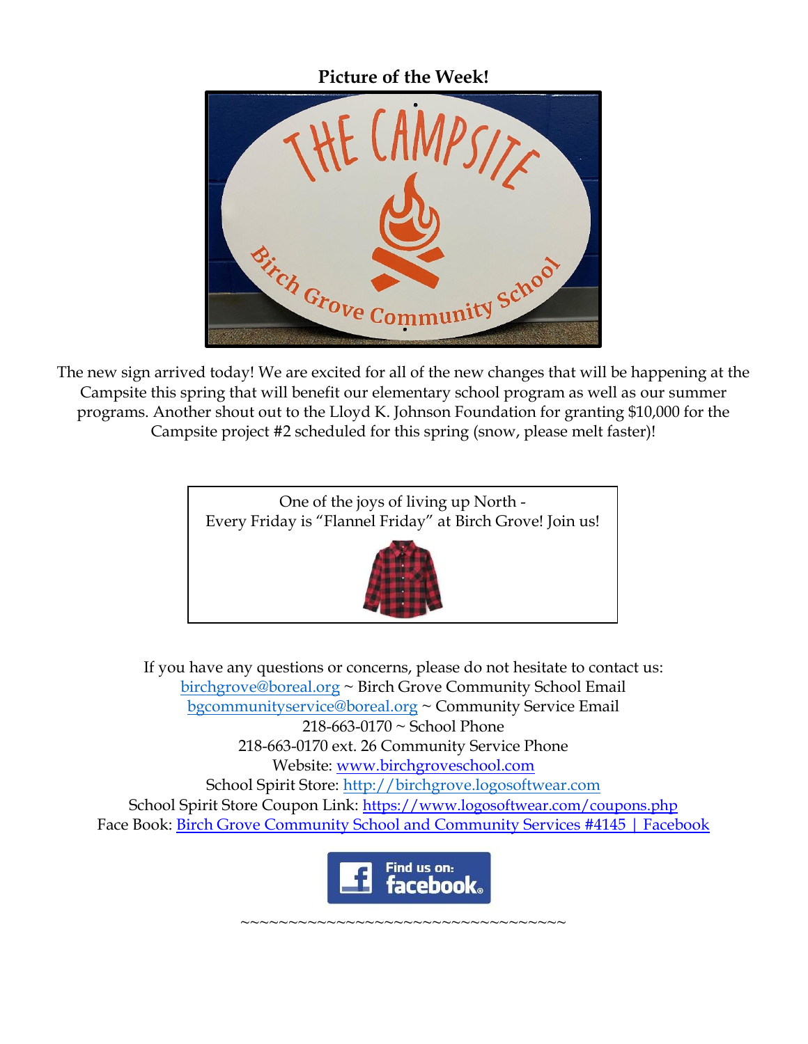**Picture of the Week!**

The new sign arrived today! We are excited for all of the new changes that will be happening at the Campsite this spring that will benefit our elementary school program as well as our summer programs. Another shout out to the Lloyd K. Johnson Foundation for granting $10,000 for the Campsite project #2 scheduled for this spring (snow, please melt faster)!

One of the joys of living up North -
Every Friday is "Flannel Friday" at Birch Grove! Join us!

If you have any questions or concerns, please do not hesitate to contact us:
birchgrove@boreal.org ~ Birch Grove Community School Email
bgcommunityservice@boreal.org ~ Community Service Email
218-663-0170 ~ School Phone
218-663-0170 ext. 26 Community Service Phone
Website: www.birchgroveschool.com
School Spirit Store: http://birchgrove.logosoftwear.com
School Spirit Store Coupon Link: https://www.logosoftwear.com/coupons.php
Face Book: Birch Grove Community School and Community Services #4145 | Facebook

~~~~~~~~~~~~~~~~~~~~~~~~~~~~~~~~~~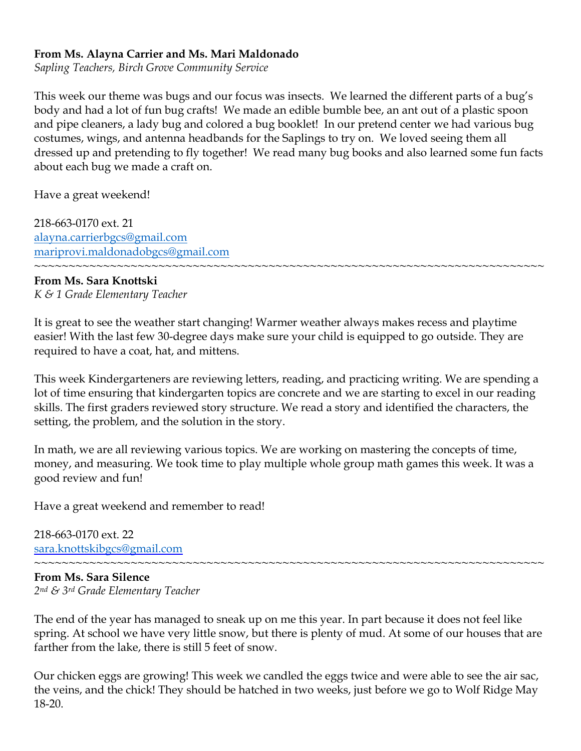**From Ms. Alayna Carrier and Ms. Mari Maldonado**
*Sapling Teachers, Birch Grove Community Service*

This week our theme was bugs and our focus was insects. We learned the different parts of a bug's body and had a lot of fun bug crafts! We made an edible bumble bee, an ant out of a plastic spoon and pipe cleaners, a lady bug and colored a bug booklet! In our pretend center we had various bug costumes, wings, and antenna headbands for the Saplings to try on. We loved seeing them all dressed up and pretending to fly together! We read many bug books and also learned some fun facts about each bug we made a craft on.

Have a great weekend!

218-663-0170 ext. 21
alayna.carrierbgcs@gmail.com
mariprovi.maldonadobgcs@gmail.com

~~~~~~~~~~~~~~~~~~~~~~~~~~~~~~~~~~~~~~~~~~~~~~~~~~~~~~~~~~~~~~~~~~~~~~~~~~~~~~

**From Ms. Sara Knottski**
*K & 1 Grade Elementary Teacher*

It is great to see the weather start changing! Warmer weather always makes recess and playtime easier! With the last few 30-degree days make sure your child is equipped to go outside. They are required to have a coat, hat, and mittens.

This week Kindergarteners are reviewing letters, reading, and practicing writing. We are spending a lot of time ensuring that kindergarten topics are concrete and we are starting to excel in our reading skills. The first graders reviewed story structure. We read a story and identified the characters, the setting, the problem, and the solution in the story.

In math, we are all reviewing various topics. We are working on mastering the concepts of time, money, and measuring. We took time to play multiple whole group math games this week. It was a good review and fun!

Have a great weekend and remember to read!

218-663-0170 ext. 22
sara.knottskibgcs@gmail.com

~~~~~~~~~~~~~~~~~~~~~~~~~~~~~~~~~~~~~~~~~~~~~~~~~~~~~~~~~~~~~~~~~~~~~~~~~~~~~~

**From Ms. Sara Silence**
*2nd & 3rd Grade Elementary Teacher*

The end of the year has managed to sneak up on me this year. In part because it does not feel like spring. At school we have very little snow, but there is plenty of mud. At some of our houses that are farther from the lake, there is still 5 feet of snow.

Our chicken eggs are growing! This week we candled the eggs twice and were able to see the air sac, the veins, and the chick! They should be hatched in two weeks, just before we go to Wolf Ridge May 18-20.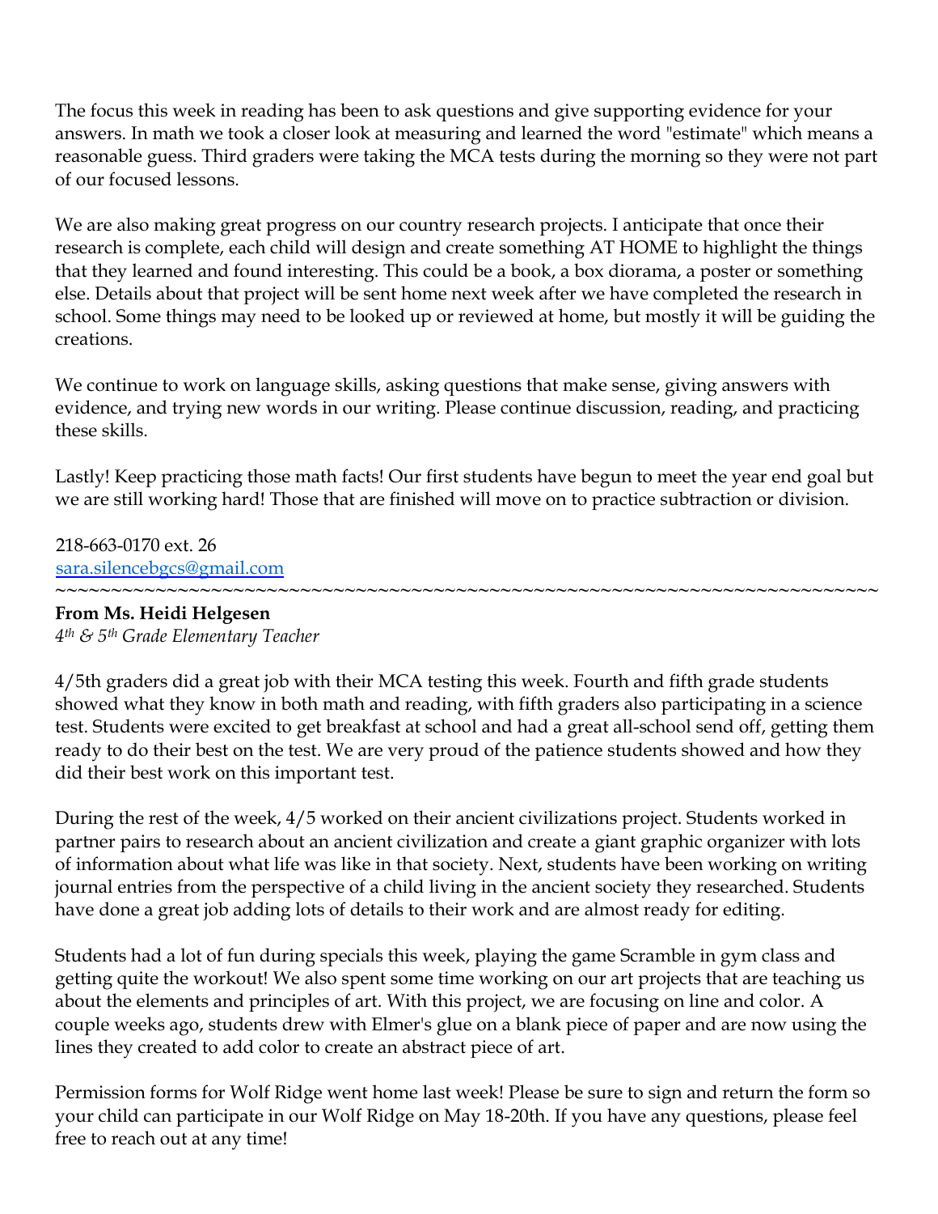The focus this week in reading has been to ask questions and give supporting evidence for your answers. In math we took a closer look at measuring and learned the word "estimate" which means a reasonable guess. Third graders were taking the MCA tests during the morning so they were not part of our focused lessons.

We are also making great progress on our country research projects. I anticipate that once their research is complete, each child will design and create something AT HOME to highlight the things that they learned and found interesting. This could be a book, a box diorama, a poster or something else. Details about that project will be sent home next week after we have completed the research in school. Some things may need to be looked up or reviewed at home, but mostly it will be guiding the creations.

We continue to work on language skills, asking questions that make sense, giving answers with evidence, and trying new words in our writing. Please continue discussion, reading, and practicing these skills.

Lastly! Keep practicing those math facts! Our first students have begun to meet the year end goal but we are still working hard! Those that are finished will move on to practice subtraction or division.

218-663-0170 ext. 26
sara.silencebgcs@gmail.com

~~~~~~~~~~~~~~~~~~~~~~~~~~~~~~~~~~~~~~~~~~~~~~~~~~~~~~~~~~~~~~~~~~~~~~~~~~~~~~

**From Ms. Heidi Helgesen**
*4th & 5th Grade Elementary Teacher*

4/5th graders did a great job with their MCA testing this week. Fourth and fifth grade students showed what they know in both math and reading, with fifth graders also participating in a science test. Students were excited to get breakfast at school and had a great all-school send off, getting them ready to do their best on the test. We are very proud of the patience students showed and how they did their best work on this important test.

During the rest of the week, 4/5 worked on their ancient civilizations project. Students worked in partner pairs to research about an ancient civilization and create a giant graphic organizer with lots of information about what life was like in that society. Next, students have been working on writing journal entries from the perspective of a child living in the ancient society they researched. Students have done a great job adding lots of details to their work and are almost ready for editing.

Students had a lot of fun during specials this week, playing the game Scramble in gym class and getting quite the workout! We also spent some time working on our art projects that are teaching us about the elements and principles of art. With this project, we are focusing on line and color. A couple weeks ago, students drew with Elmer's glue on a blank piece of paper and are now using the lines they created to add color to create an abstract piece of art.

Permission forms for Wolf Ridge went home last week! Please be sure to sign and return the form so your child can participate in our Wolf Ridge on May 18-20th. If you have any questions, please feel free to reach out at any time!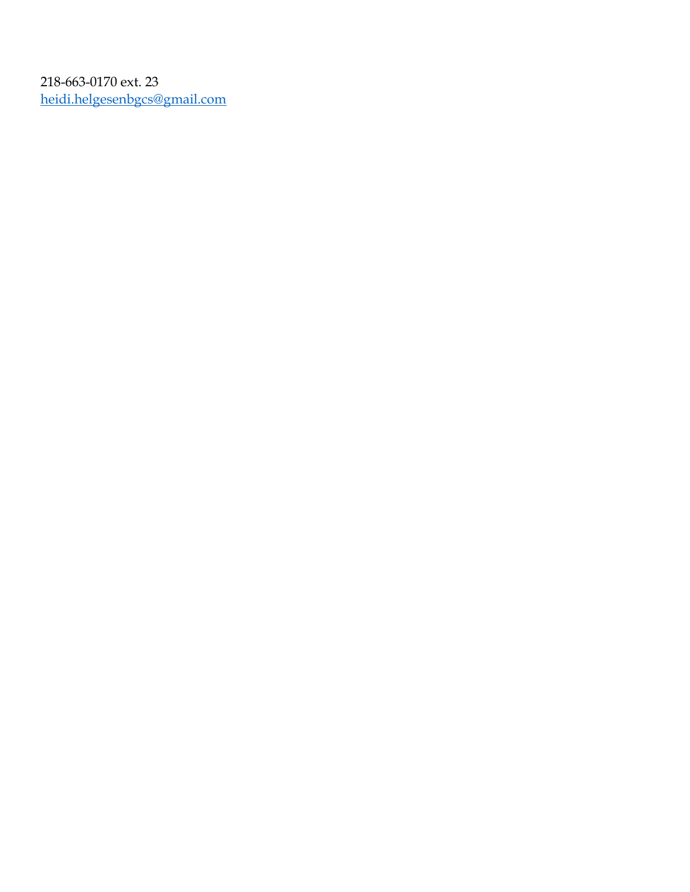218-663-0170 ext. 23
heidi.helgesenbgcs@gmail.com